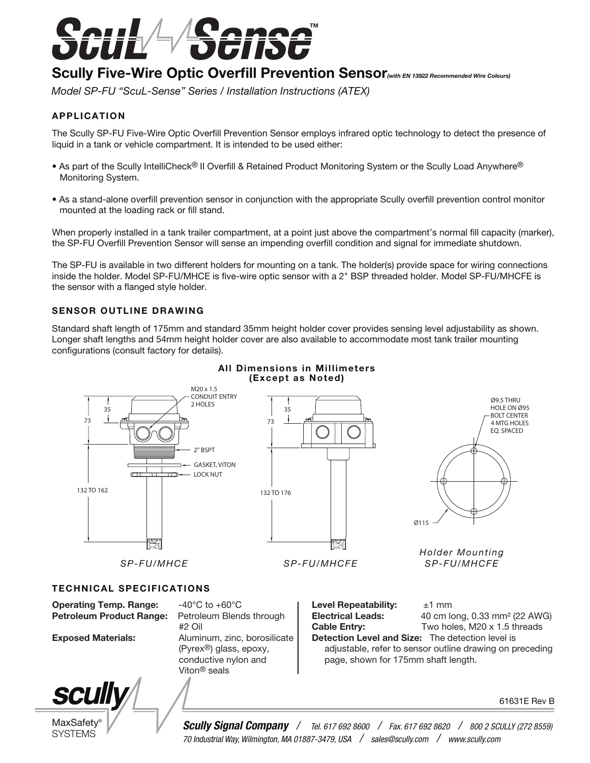# ScuL-Sense™

## Scully Five-Wire Optic Overfill Prevention Sensor *(with EN 13922 Recommended Wire Colours)*

*Model SP-FU "ScuL-Sense" Series / Installation Instructions (ATEX)*

### APPLICATION

The Scully SP-FU Five-Wire Optic Overfill Prevention Sensor employs infrared optic technology to detect the presence of liquid in a tank or vehicle compartment. It is intended to be used either:

- As part of the Scully IntelliCheck® II Overfill & Retained Product Monitoring System or the Scully Load Anywhere® Monitoring System.
- As a stand-alone overfill prevention sensor in conjunction with the appropriate Scully overfill prevention control monitor mounted at the loading rack or fill stand.

When properly installed in a tank trailer compartment, at a point just above the compartment's normal fill capacity (marker), the SP-FU Overfill Prevention Sensor will sense an impending overfill condition and signal for immediate shutdown.

The SP-FU is available in two different holders for mounting on a tank. The holder(s) provide space for wiring connections inside the holder. Model SP-FU/MHCE is five-wire optic sensor with a 2" BSP threaded holder. Model SP-FU/MHCFE is the sensor with a flanged style holder.

### SENSOR OUTLINE DRAWING

Standard shaft length of 175mm and standard 35mm height holder cover provides sensing level adjustability as shown. Longer shaft lengths and 54mm height holder cover are also available to accommodate most tank trailer mounting configurations (consult factory for details).

**All Dimensions in Millimeters (Except as Noted)**

M20 x 1.5 CONDUIT ENTRY 2 HOLES

35

73

2" BSPT

GASKET, VITON

LOCK NUT

132 TO 162

*SP-FU/MHCE*

35

73

132 TO 176

*SP-FU/MHCFE*

Ø9.5 THRU HOLE ON Ø95 BOLT CENTER 4 MTG HOLES EQ. SPACED

Ø115

*Holder Mounting SP-FU/MHCFE*

### TECHNICAL SPECIFICATIONS

**Operating Temp. Range:** -40°C to +60°C

**Petroleum Product Range:** Petroleum Blends through #2 Oil

**Exposed Materials:** Aluminum, zinc, borosilicate (Pyrex®) glass, epoxy, conductive nylon and Viton® seals

**Level Repeatability:** ±1 mm

**Electrical Leads:** 40 cm long, 0.33 mm² (22 AWG)

**Cable Entry:** Two holes, M20 x 1.5 threads

**Detection Level and Size:** The detection level is adjustable, refer to sensor outline drawing on preceding page, shown for 175mm shaft length.

61631E Rev B

scully MaxSafety® SYSTEMS

**Scully Signal Company** / Tel. 617 692 8600 / Fax. 617 692 8620 / 800 2 SCULLY (272 8559)
70 Industrial Way, Wilmington, MA 01887-3479, USA / sales@scully.com / www.scully.com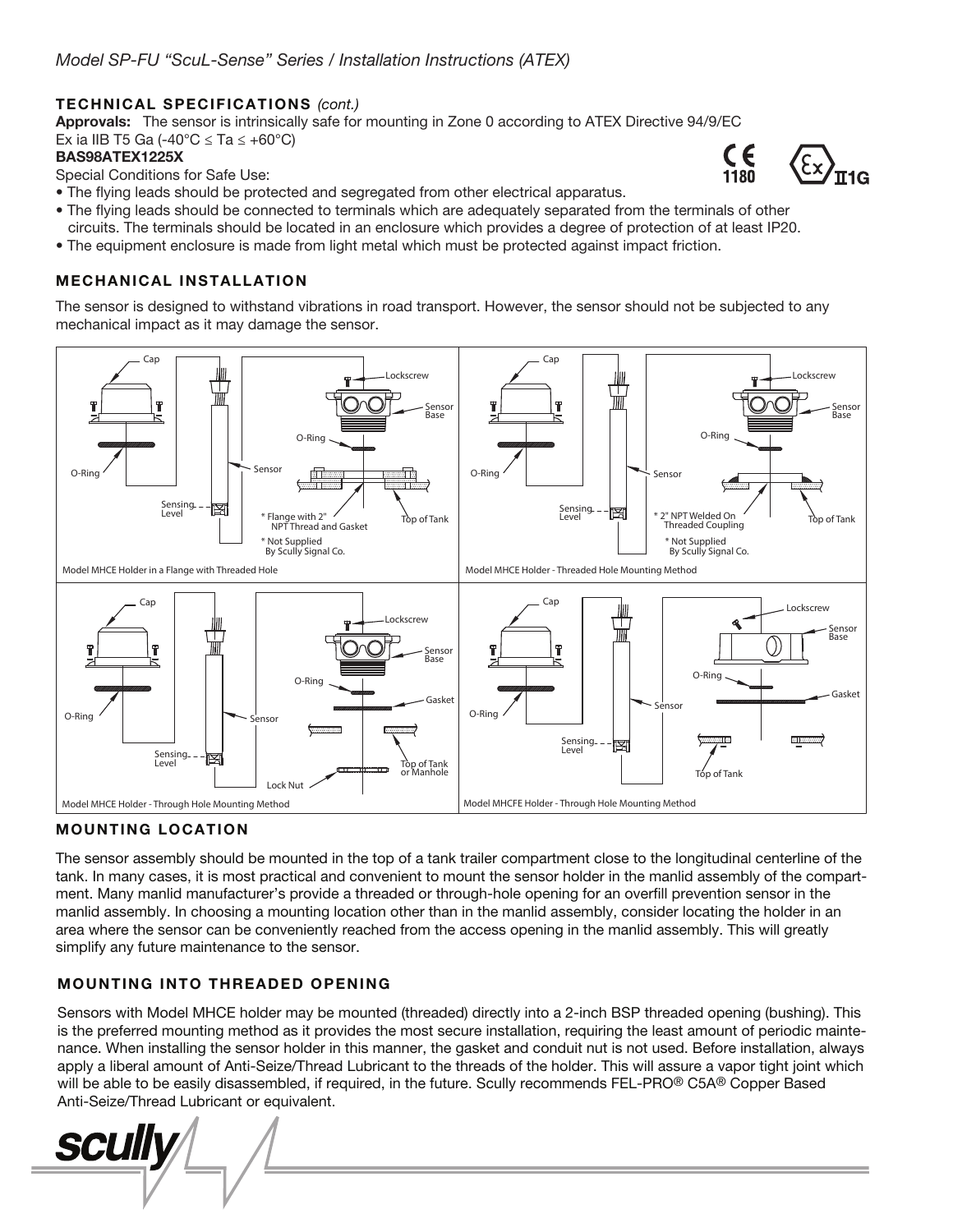## TECHNICAL SPECIFICATIONS *(cont.)*

**Approvals:** The sensor is intrinsically safe for mounting in Zone 0 according to ATEX Directive 94/9/EC
Ex ia IIB T5 Ga (-40°C ≤ Ta ≤ +60°C)

**BAS98ATEX1225X**

Special Conditions for Safe Use:

- The flying leads should be protected and segregated from other electrical apparatus.
- The flying leads should be connected to terminals which are adequately separated from the terminals of other circuits. The terminals should be located in an enclosure which provides a degree of protection of at least IP20.
- The equipment enclosure is made from light metal which must be protected against impact friction.

CE 1180 II 1G

## MECHANICAL INSTALLATION

The sensor is designed to withstand vibrations in road transport. However, the sensor should not be subjected to any mechanical impact as it may damage the sensor.

Model MHCE Holder in a Flange with Threaded Hole

Model MHCE Holder - Threaded Hole Mounting Method

Model MHCE Holder - Through Hole Mounting Method

Model MHCFE Holder - Through Hole Mounting Method

## MOUNTING LOCATION

The sensor assembly should be mounted in the top of a tank trailer compartment close to the longitudinal centerline of the tank. In many cases, it is most practical and convenient to mount the sensor holder in the manlid assembly of the compartment. Many manlid manufacturer's provide a threaded or through-hole opening for an overfill prevention sensor in the manlid assembly. In choosing a mounting location other than in the manlid assembly, consider locating the holder in an area where the sensor can be conveniently reached from the access opening in the manlid assembly. This will greatly simplify any future maintenance to the sensor.

## MOUNTING INTO THREADED OPENING

Sensors with Model MHCE holder may be mounted (threaded) directly into a 2-inch BSP threaded opening (bushing). This is the preferred mounting method as it provides the most secure installation, requiring the least amount of periodic maintenance. When installing the sensor holder in this manner, the gasket and conduit nut is not used. Before installation, always apply a liberal amount of Anti-Seize/Thread Lubricant to the threads of the holder. This will assure a vapor tight joint which will be able to be easily disassembled, if required, in the future. Scully recommends FEL-PRO® C5A® Copper Based Anti-Seize/Thread Lubricant or equivalent.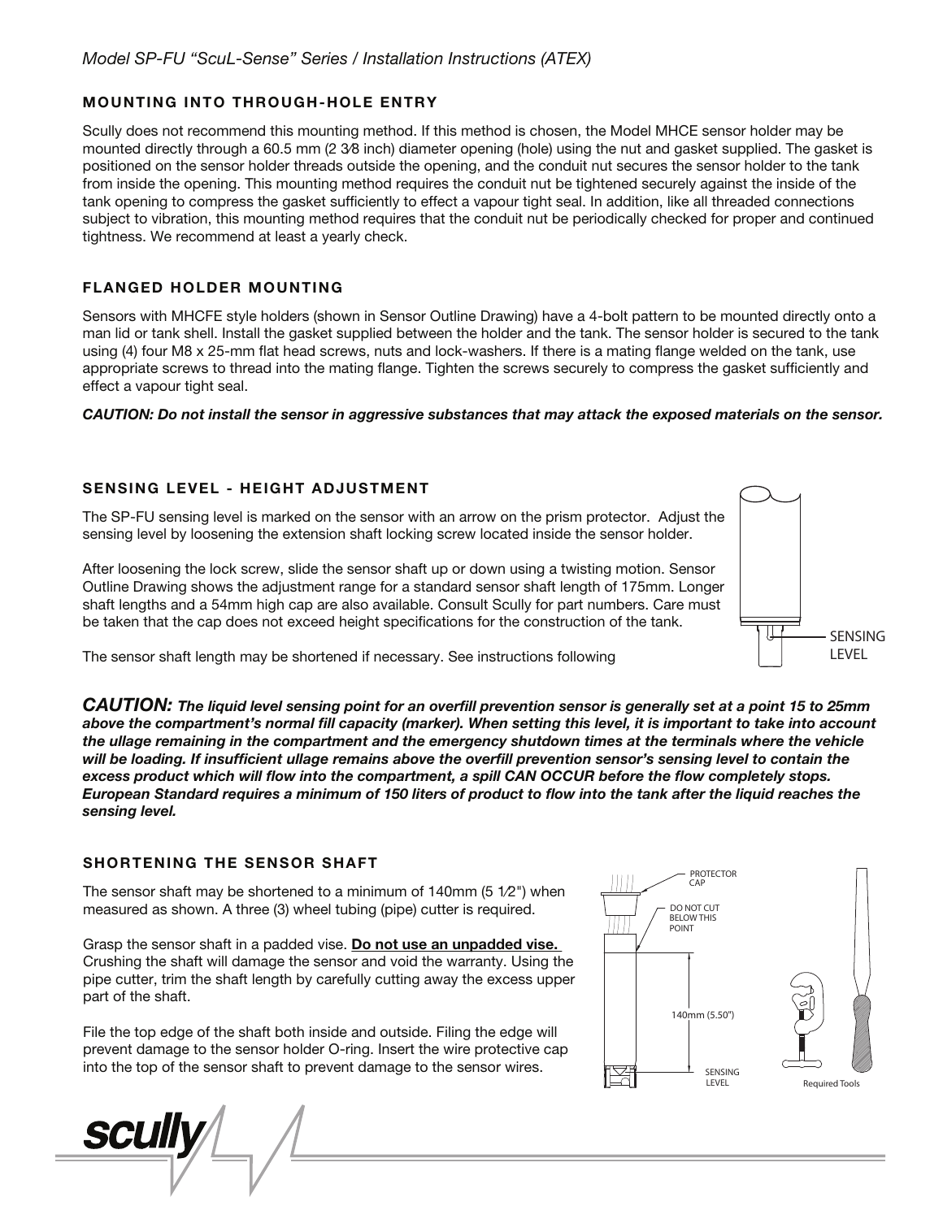## MOUNTING INTO THROUGH-HOLE ENTRY

Scully does not recommend this mounting method. If this method is chosen, the Model MHCE sensor holder may be mounted directly through a 60.5 mm (2 3⁄8 inch) diameter opening (hole) using the nut and gasket supplied. The gasket is positioned on the sensor holder threads outside the opening, and the conduit nut secures the sensor holder to the tank from inside the opening. This mounting method requires the conduit nut be tightened securely against the inside of the tank opening to compress the gasket sufficiently to effect a vapour tight seal. In addition, like all threaded connections subject to vibration, this mounting method requires that the conduit nut be periodically checked for proper and continued tightness. We recommend at least a yearly check.

## FLANGED HOLDER MOUNTING

Sensors with MHCFE style holders (shown in Sensor Outline Drawing) have a 4-bolt pattern to be mounted directly onto a man lid or tank shell. Install the gasket supplied between the holder and the tank. The sensor holder is secured to the tank using (4) four M8 x 25-mm flat head screws, nuts and lock-washers. If there is a mating flange welded on the tank, use appropriate screws to thread into the mating flange. Tighten the screws securely to compress the gasket sufficiently and effect a vapour tight seal.

***CAUTION: Do not install the sensor in aggressive substances that may attack the exposed materials on the sensor.***

## SENSING LEVEL - HEIGHT ADJUSTMENT

The SP-FU sensing level is marked on the sensor with an arrow on the prism protector. Adjust the sensing level by loosening the extension shaft locking screw located inside the sensor holder.

After loosening the lock screw, slide the sensor shaft up or down using a twisting motion. Sensor Outline Drawing shows the adjustment range for a standard sensor shaft length of 175mm. Longer shaft lengths and a 54mm high cap are also available. Consult Scully for part numbers. Care must be taken that the cap does not exceed height specifications for the construction of the tank.

The sensor shaft length may be shortened if necessary. See instructions following

SENSING LEVEL

***CAUTION: The liquid level sensing point for an overfill prevention sensor is generally set at a point 15 to 25mm above the compartment's normal fill capacity (marker). When setting this level, it is important to take into account the ullage remaining in the compartment and the emergency shutdown times at the terminals where the vehicle will be loading. If insufficient ullage remains above the overfill prevention sensor's sensing level to contain the excess product which will flow into the compartment, a spill CAN OCCUR before the flow completely stops. European Standard requires a minimum of 150 liters of product to flow into the tank after the liquid reaches the sensing level.***

## SHORTENING THE SENSOR SHAFT

The sensor shaft may be shortened to a minimum of 140mm (5 1⁄2") when measured as shown. A three (3) wheel tubing (pipe) cutter is required.

Grasp the sensor shaft in a padded vise. **Do not use an unpadded vise.** Crushing the shaft will damage the sensor and void the warranty. Using the pipe cutter, trim the shaft length by carefully cutting away the excess upper part of the shaft.

File the top edge of the shaft both inside and outside. Filing the edge will prevent damage to the sensor holder O-ring. Insert the wire protective cap into the top of the sensor shaft to prevent damage to the sensor wires.

PROTECTOR CAP

DO NOT CUT BELOW THIS POINT

140mm (5.50")

SENSING LEVEL

Required Tools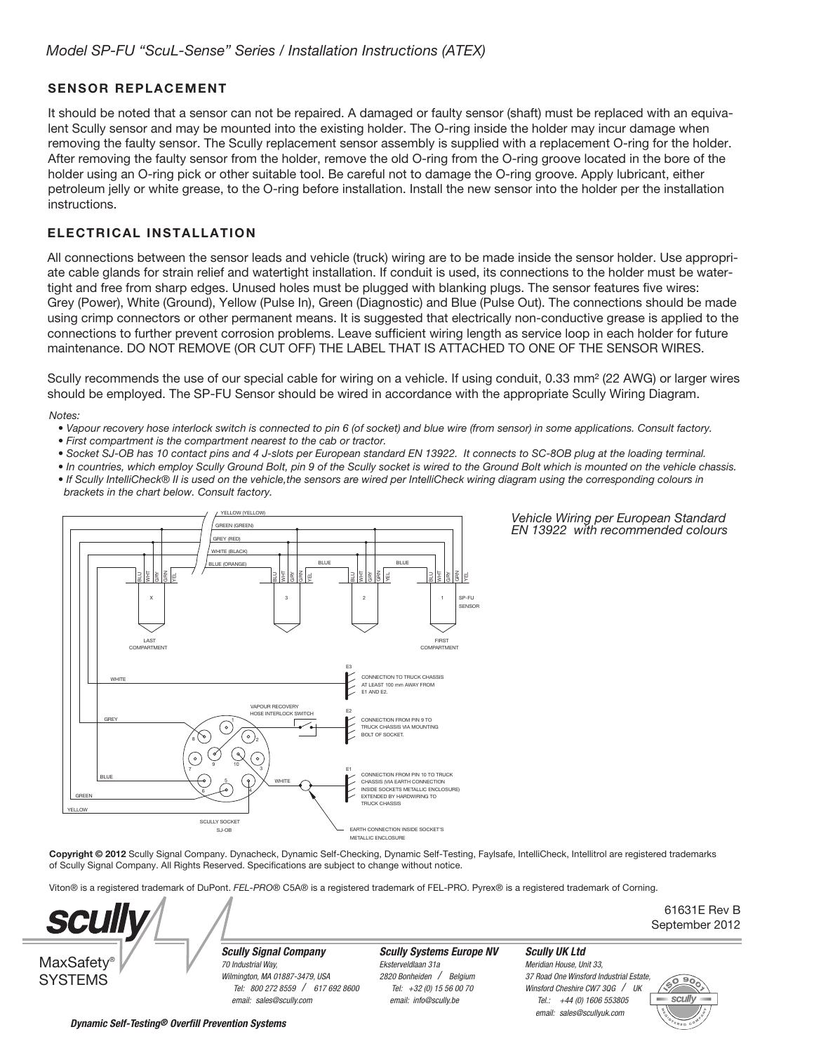## SENSOR REPLACEMENT

It should be noted that a sensor can not be repaired. A damaged or faulty sensor (shaft) must be replaced with an equivalent Scully sensor and may be mounted into the existing holder. The O-ring inside the holder may incur damage when removing the faulty sensor. The Scully replacement sensor assembly is supplied with a replacement O-ring for the holder. After removing the faulty sensor from the holder, remove the old O-ring from the O-ring groove located in the bore of the holder using an O-ring pick or other suitable tool. Be careful not to damage the O-ring groove. Apply lubricant, either petroleum jelly or white grease, to the O-ring before installation. Install the new sensor into the holder per the installation instructions.

## ELECTRICAL INSTALLATION

All connections between the sensor leads and vehicle (truck) wiring are to be made inside the sensor holder. Use appropriate cable glands for strain relief and watertight installation. If conduit is used, its connections to the holder must be watertight and free from sharp edges. Unused holes must be plugged with blanking plugs. The sensor features five wires: Grey (Power), White (Ground), Yellow (Pulse In), Green (Diagnostic) and Blue (Pulse Out). The connections should be made using crimp connectors or other permanent means. It is suggested that electrically non-conductive grease is applied to the connections to further prevent corrosion problems. Leave sufficient wiring length as service loop in each holder for future maintenance. DO NOT REMOVE (OR CUT OFF) THE LABEL THAT IS ATTACHED TO ONE OF THE SENSOR WIRES.

Scully recommends the use of our special cable for wiring on a vehicle. If using conduit, 0.33 mm² (22 AWG) or larger wires should be employed. The SP-FU Sensor should be wired in accordance with the appropriate Scully Wiring Diagram.

*Notes:*

- *Vapour recovery hose interlock switch is connected to pin 6 (of socket) and blue wire (from sensor) in some applications. Consult factory.*
- *First compartment is the compartment nearest to the cab or tractor.*
- *Socket SJ-OB has 10 contact pins and 4 J-slots per European standard EN 13922. It connects to SC-8OB plug at the loading terminal.*
- *In countries, which employ Scully Ground Bolt, pin 9 of the Scully socket is wired to the Ground Bolt which is mounted on the vehicle chassis.*
- *If Scully IntelliCheck® II is used on the vehicle,the sensors are wired per IntelliCheck wiring diagram using the corresponding colours in brackets in the chart below. Consult factory.*

YELLOW (YELLOW)
GREEN (GREEN)
GREY (RED)
WHITE (BLACK)
BLUE (ORANGE)
BLUE
BLUE
BLU WHT GRY GRN YEL
X 3 2 1
SP-FU SENSOR
LAST COMPARTMENT
FIRST COMPARTMENT
E3
WHITE
CONNECTION TO TRUCK CHASSIS AT LEAST 100 mm AWAY FROM E1 AND E2.
VAPOUR RECOVERY HOSE INTERLOCK SWITCH
E2
GREY
CONNECTION FROM PIN 9 TO TRUCK CHASSIS VIA MOUNTING BOLT OF SOCKET.
1 2 3 4 5 6 7 8 9 10
E1
BLUE
WHITE
CONNECTION FROM PIN 10 TO TRUCK CHASSIS (VIA EARTH CONNECTION INSIDE SOCKETS METALLIC ENCLOSURE) EXTENDED BY HARDWIRING TO TRUCK CHASSIS
GREEN
YELLOW
SCULLY SOCKET SJ-OB
EARTH CONNECTION INSIDE SOCKET'S METALLIC ENCLOSURE

*Vehicle Wiring per European Standard EN 13922 with recommended colours*

**Copyright © 2012** Scully Signal Company. Dynacheck, Dynamic Self-Checking, Dynamic Self-Testing, Faylsafe, IntelliCheck, Intellitrol are registered trademarks of Scully Signal Company. All Rights Reserved. Specifications are subject to change without notice.

Viton® is a registered trademark of DuPont. *FEL-PRO®* C5A® is a registered trademark of FEL-PRO. Pyrex® is a registered trademark of Corning.

scully
MaxSafety® SYSTEMS

61631E Rev B
September 2012

***Scully Signal Company***
*70 Industrial Way,*
*Wilmington, MA 01887-3479, USA*
*Tel: 800 272 8559 / 617 692 8600*
*email: sales@scully.com*

***Scully Systems Europe NV***
*Eksterveldlaan 31a*
*2820 Bonheiden / Belgium*
*Tel: +32 (0) 15 56 00 70*
*email: info@scully.be*

***Scully UK Ltd***
*Meridian House, Unit 33,*
*37 Road One Winsford Industrial Estate,*
*Winsford Cheshire CW7 3QG / UK*
*Tel.: +44 (0) 1606 553805*
*email: sales@scullyuk.com*

ISO 9001 scully REGISTERED COMPANY

***Dynamic Self-Testing® Overfill Prevention Systems***